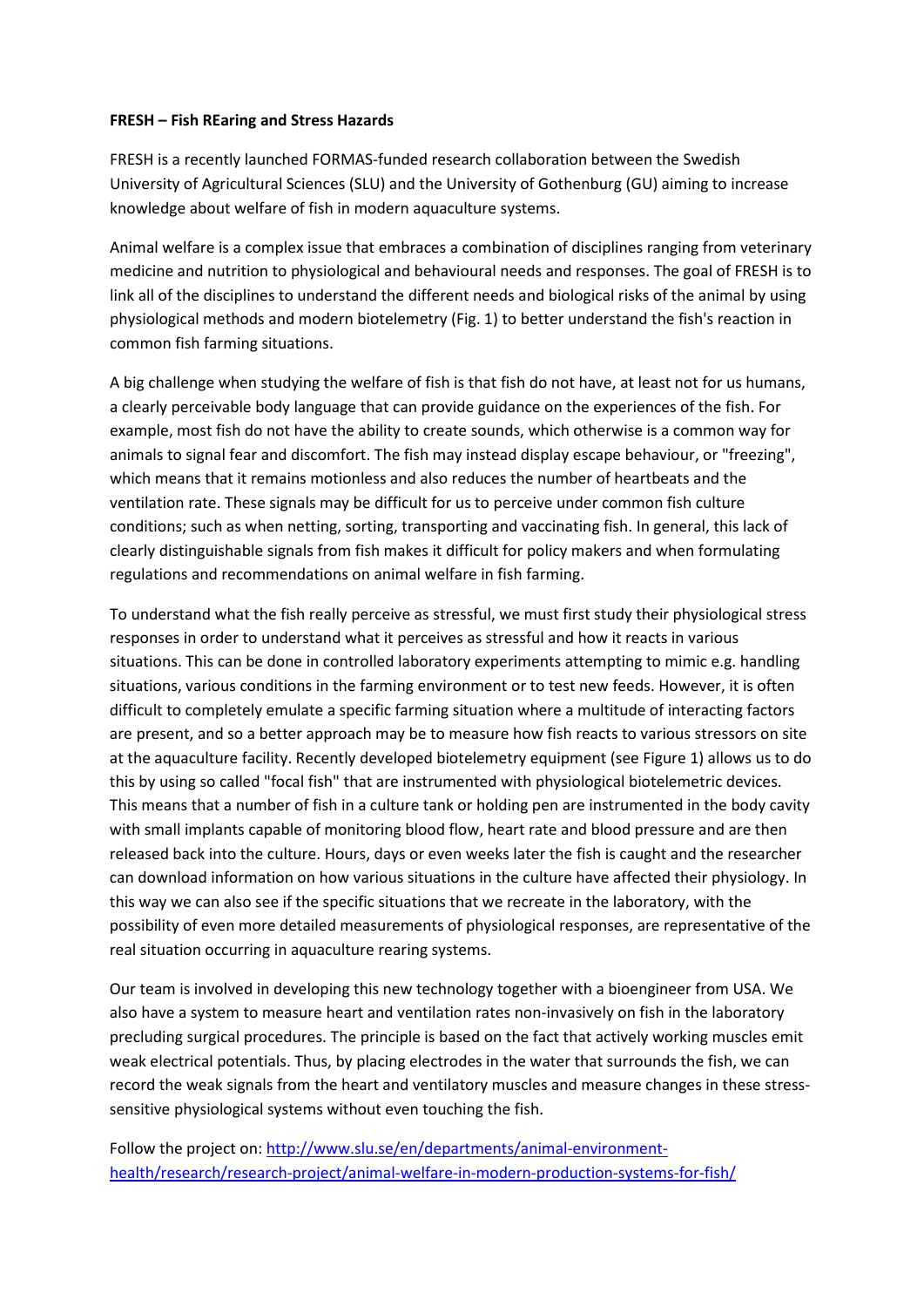**FRESH – Fish REaring and Stress Hazards**

FRESH is a recently launched FORMAS-funded research collaboration between the Swedish University of Agricultural Sciences (SLU) and the University of Gothenburg (GU) aiming to increase knowledge about welfare of fish in modern aquaculture systems.

Animal welfare is a complex issue that embraces a combination of disciplines ranging from veterinary medicine and nutrition to physiological and behavioural needs and responses. The goal of FRESH is to link all of the disciplines to understand the different needs and biological risks of the animal by using physiological methods and modern biotelemetry (Fig. 1) to better understand the fish's reaction in common fish farming situations.

A big challenge when studying the welfare of fish is that fish do not have, at least not for us humans, a clearly perceivable body language that can provide guidance on the experiences of the fish. For example, most fish do not have the ability to create sounds, which otherwise is a common way for animals to signal fear and discomfort. The fish may instead display escape behaviour, or "freezing", which means that it remains motionless and also reduces the number of heartbeats and the ventilation rate. These signals may be difficult for us to perceive under common fish culture conditions; such as when netting, sorting, transporting and vaccinating fish. In general, this lack of clearly distinguishable signals from fish makes it difficult for policy makers and when formulating regulations and recommendations on animal welfare in fish farming.

To understand what the fish really perceive as stressful, we must first study their physiological stress responses in order to understand what it perceives as stressful and how it reacts in various situations. This can be done in controlled laboratory experiments attempting to mimic e.g. handling situations, various conditions in the farming environment or to test new feeds. However, it is often difficult to completely emulate a specific farming situation where a multitude of interacting factors are present, and so a better approach may be to measure how fish reacts to various stressors on site at the aquaculture facility. Recently developed biotelemetry equipment (see Figure 1) allows us to do this by using so called "focal fish" that are instrumented with physiological biotelemetric devices. This means that a number of fish in a culture tank or holding pen are instrumented in the body cavity with small implants capable of monitoring blood flow, heart rate and blood pressure and are then released back into the culture. Hours, days or even weeks later the fish is caught and the researcher can download information on how various situations in the culture have affected their physiology. In this way we can also see if the specific situations that we recreate in the laboratory, with the possibility of even more detailed measurements of physiological responses, are representative of the real situation occurring in aquaculture rearing systems.

Our team is involved in developing this new technology together with a bioengineer from USA. We also have a system to measure heart and ventilation rates non-invasively on fish in the laboratory precluding surgical procedures. The principle is based on the fact that actively working muscles emit weak electrical potentials. Thus, by placing electrodes in the water that surrounds the fish, we can record the weak signals from the heart and ventilatory muscles and measure changes in these stress-sensitive physiological systems without even touching the fish.

Follow the project on: [http://www.slu.se/en/departments/animal-environment-health/research/research-project/animal-welfare-in-modern-production-systems-for-fish/](http://www.slu.se/en/departments/animal-environment-health/research/research-project/animal-welfare-in-modern-production-systems-for-fish/)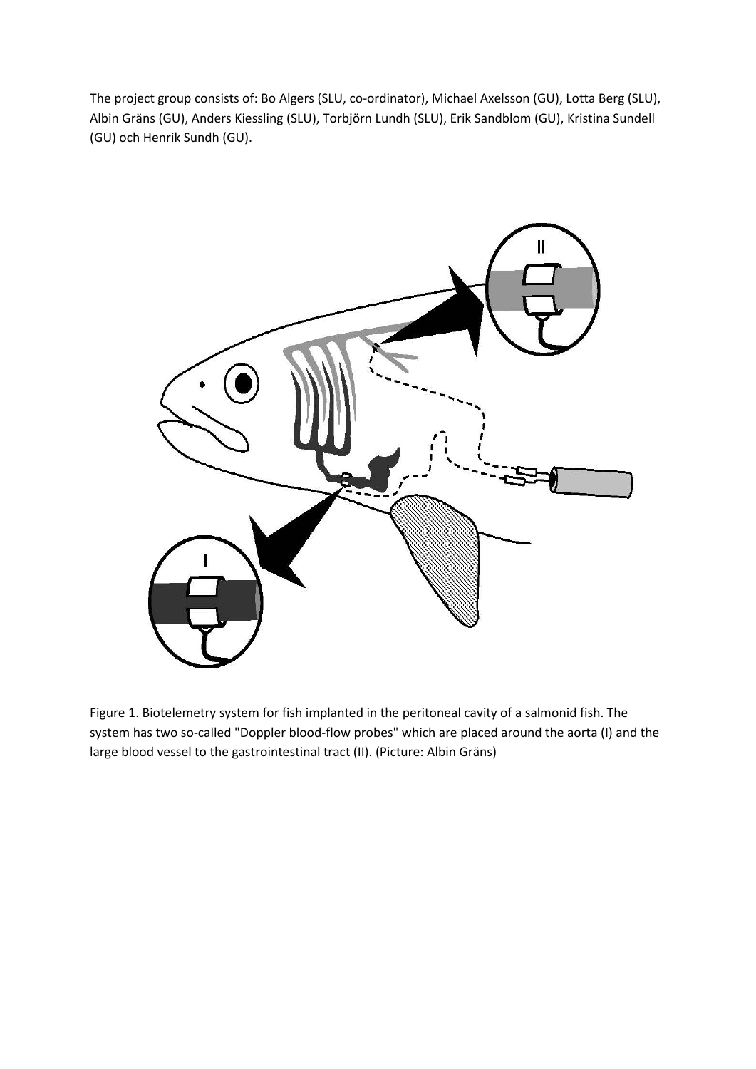The project group consists of: Bo Algers (SLU, co-ordinator), Michael Axelsson (GU), Lotta Berg (SLU), Albin Gräns (GU), Anders Kiessling (SLU), Torbjörn Lundh (SLU), Erik Sandblom (GU), Kristina Sundell (GU) och Henrik Sundh (GU).

Figure 1. Biotelemetry system for fish implanted in the peritoneal cavity of a salmonid fish. The system has two so-called "Doppler blood-flow probes" which are placed around the aorta (I) and the large blood vessel to the gastrointestinal tract (II). (Picture: Albin Gräns)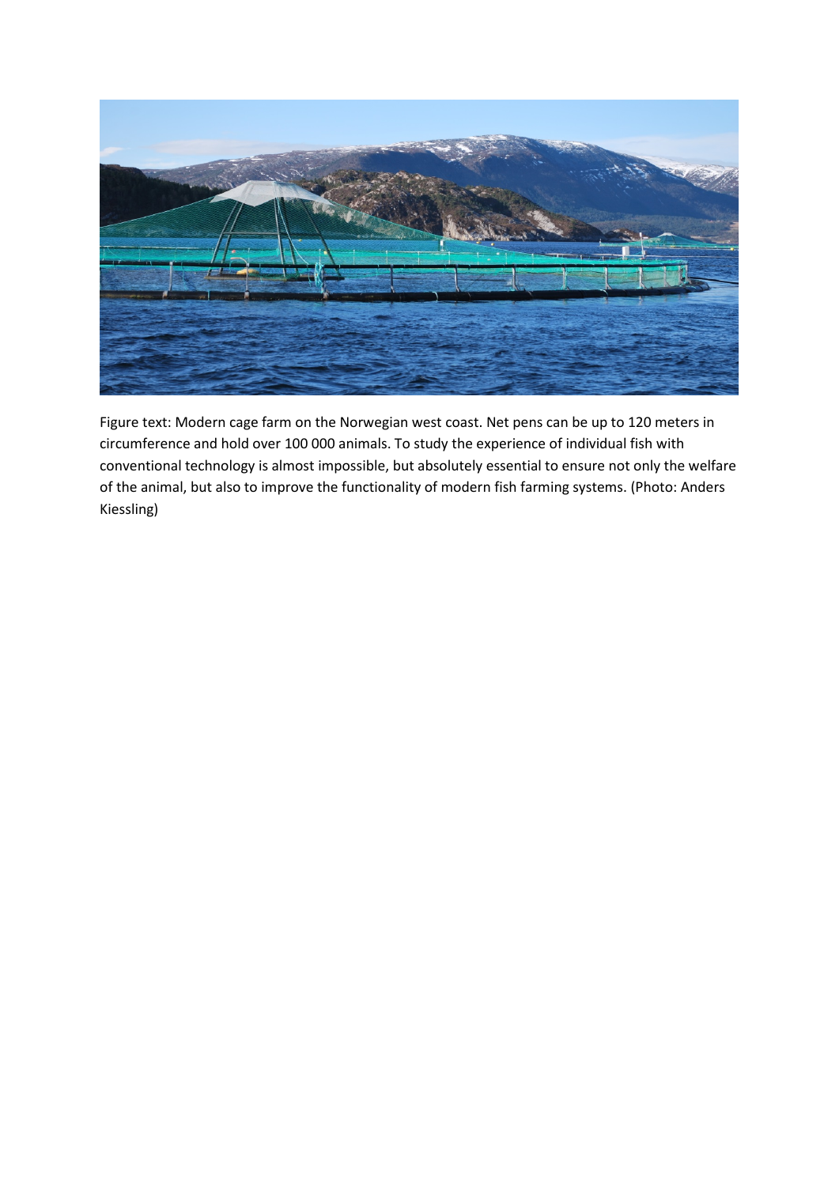Figure text: Modern cage farm on the Norwegian west coast. Net pens can be up to 120 meters in circumference and hold over 100 000 animals. To study the experience of individual fish with conventional technology is almost impossible, but absolutely essential to ensure not only the welfare of the animal, but also to improve the functionality of modern fish farming systems. (Photo: Anders Kiessling)